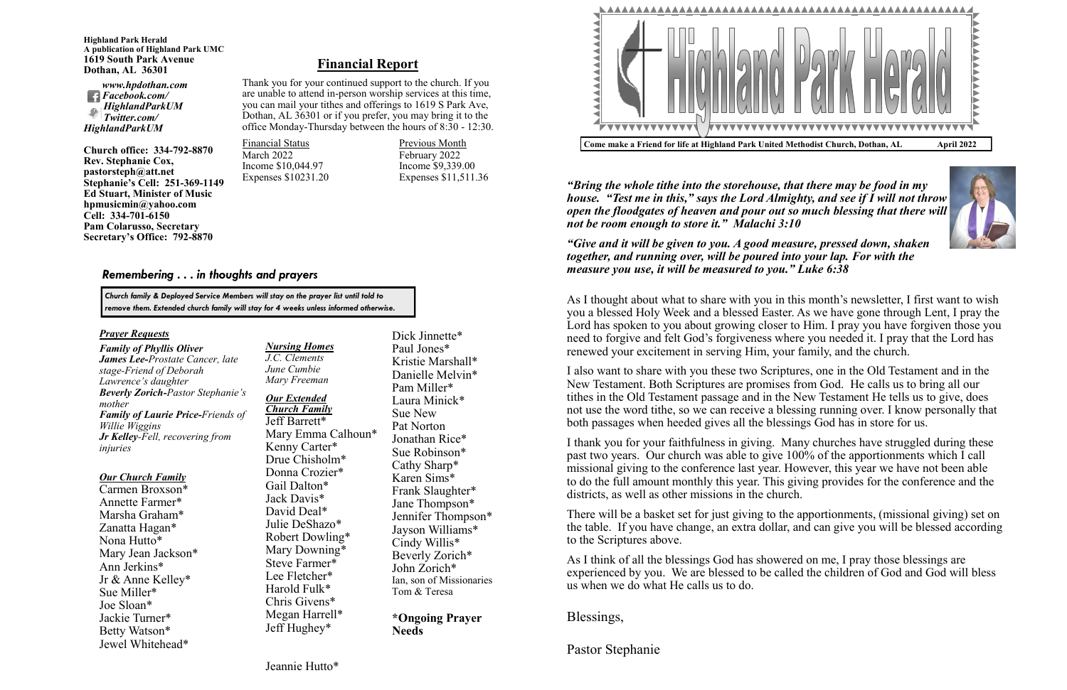**Highland Park Herald**
**A publication of Highland Park UMC**
**1619 South Park Avenue**
**Dothan, AL 36301**

*www.hpdothan.com*
*Facebook.com/HighlandParkUM*
*Twitter.com/HighlandParkUM*

**Church office: 334-792-8870**
**Rev. Stephanie Cox, pastorsteph@att.net**
**Stephanie's Cell: 251-369-1149**
**Ed Stuart, Minister of Music**
**hpmusicmin@yahoo.com**
**Cell: 334-701-6150**
**Pam Colarusso, Secretary**
**Secretary's Office: 792-8870**

## Financial Report

Thank you for your continued support to the church. If you are unable to attend in-person worship services at this time, you can mail your tithes and offerings to 1619 S Park Ave, Dothan, AL 36301 or if you prefer, you may bring it to the office Monday-Thursday between the hours of 8:30 - 12:30.

| Financial Status | Previous Month |
|---|---|
| March 2022 | February 2022 |
| Income $10,044.97 | Income $9,339.00 |
| Expenses $10231.20 | Expenses $11,511.36 |

## *Remembering . . . in thoughts and prayers*

*Church family & Deployed Service Members will stay on the prayer list until told to remove them. Extended church family will stay for 4 weeks unless informed otherwise.*

### *Prayer Requests*

***Family of Phyllis Oliver***
***James Lee***-*Prostate Cancer, late stage-Friend of Deborah Lawrence's daughter*
***Beverly Zorich***-*Pastor Stephanie's mother*
***Family of Laurie Price***-*Friends of Willie Wiggins*
***Jr Kelley***-*Fell, recovering from injuries*

### *Our Church Family*

Carmen Broxson*
Annette Farmer*
Marsha Graham*
Zanatta Hagan*
Nona Hutto*
Mary Jean Jackson*
Ann Jerkins*
Jr & Anne Kelley*
Sue Miller*
Joe Sloan*
Jackie Turner*
Betty Watson*
Jewel Whitehead*

### *Nursing Homes*

*J.C. Clements*
*June Cumbie*
*Mary Freeman*

### *Our Extended Church Family*

Jeff Barrett*
Mary Emma Calhoun*
Kenny Carter*
Drue Chisholm*
Donna Crozier*
Gail Dalton*
Jack Davis*
David Deal*
Julie DeShazo*
Robert Dowling*
Mary Downing*
Steve Farmer*
Lee Fletcher*
Harold Fulk*
Chris Givens*
Megan Harrell*
Jeff Hughey*
Jeannie Hutto*
Dick Jinnette*
Paul Jones*
Kristie Marshall*
Danielle Melvin*
Pam Miller*
Laura Minick*
Sue New
Pat Norton
Jonathan Rice*
Sue Robinson*
Cathy Sharp*
Karen Sims*
Frank Slaughter*
Jane Thompson*
Jennifer Thompson*
Jayson Williams*
Cindy Willis*
Beverly Zorich*
John Zorich*
Ian, son of Missionaries Tom & Teresa

**\*Ongoing Prayer Needs**

# Highland Park Herald

**Come make a Friend for life at Highland Park United Methodist Church, Dothan, AL — April 2022**

***"Bring the whole tithe into the storehouse, that there may be food in my house. "Test me in this," says the Lord Almighty, and see if I will not throw open the floodgates of heaven and pour out so much blessing that there will not be room enough to store it." Malachi 3:10***

***"Give and it will be given to you. A good measure, pressed down, shaken together, and running over, will be poured into your lap. For with the measure you use, it will be measured to you." Luke 6:38***

As I thought about what to share with you in this month's newsletter, I first want to wish you a blessed Holy Week and a blessed Easter. As we have gone through Lent, I pray the Lord has spoken to you about growing closer to Him. I pray you have forgiven those you need to forgive and felt God's forgiveness where you needed it. I pray that the Lord has renewed your excitement in serving Him, your family, and the church.

I also want to share with you these two Scriptures, one in the Old Testament and in the New Testament. Both Scriptures are promises from God. He calls us to bring all our tithes in the Old Testament passage and in the New Testament He tells us to give, does not use the word tithe, so we can receive a blessing running over. I know personally that both passages when heeded gives all the blessings God has in store for us.

I thank you for your faithfulness in giving. Many churches have struggled during these past two years. Our church was able to give 100% of the apportionments which I call missional giving to the conference last year. However, this year we have not been able to do the full amount monthly this year. This giving provides for the conference and the districts, as well as other missions in the church.

There will be a basket set for just giving to the apportionments, (missional giving) set on the table. If you have change, an extra dollar, and can give you will be blessed according to the Scriptures above.

As I think of all the blessings God has showered on me, I pray those blessings are experienced by you. We are blessed to be called the children of God and God will bless us when we do what He calls us to do.

Blessings,

Pastor Stephanie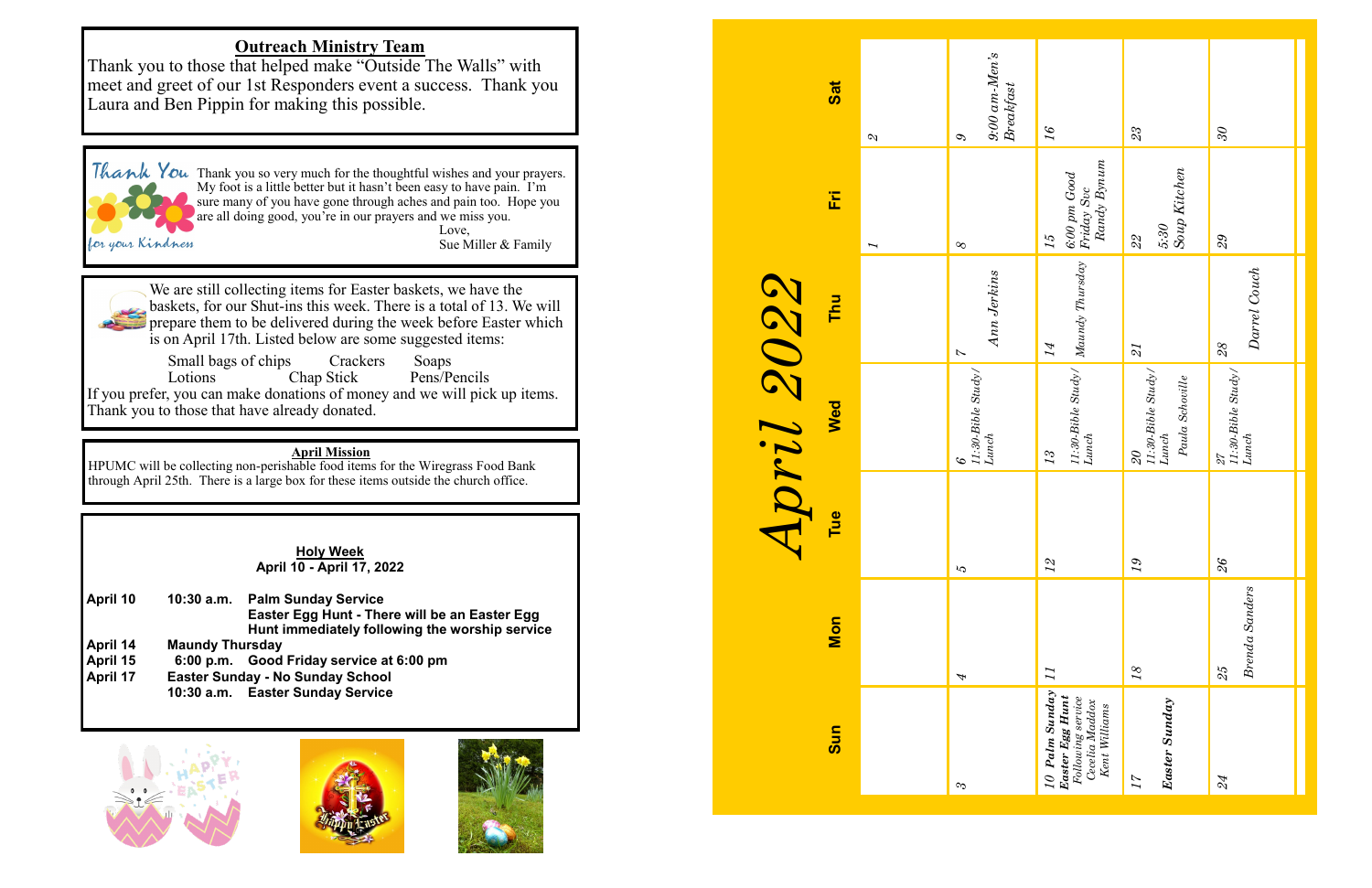## Outreach Ministry Team

Thank you to those that helped make "Outside The Walls" with meet and greet of our 1st Responders event a success. Thank you Laura and Ben Pippin for making this possible.

Thank You for your Kindness

Thank you so very much for the thoughtful wishes and your prayers. My foot is a little better but it hasn't been easy to have pain. I'm sure many of you have gone through aches and pain too. Hope you are all doing good, you're in our prayers and we miss you.

Love,
Sue Miller & Family

We are still collecting items for Easter baskets, we have the baskets, for our Shut-ins this week. There is a total of 13. We will prepare them to be delivered during the week before Easter which is on April 17th. Listed below are some suggested items:

Small bags of chips — Crackers — Soaps
Lotions — Chap Stick — Pens/Pencils

If you prefer, you can make donations of money and we will pick up items. Thank you to those that have already donated.

**April Mission**

HPUMC will be collecting non-perishable food items for the Wiregrass Food Bank through April 25th. There is a large box for these items outside the church office.

**Holy Week**
**April 10 - April 17, 2022**

| | | |
|---|---|---|
| **April 10** | **10:30 a.m.** | **Palm Sunday Service** Easter Egg Hunt - There will be an Easter Egg Hunt immediately following the worship service |
| **April 14** | **Maundy Thursday** | |
| **April 15** | **6:00 p.m.** | **Good Friday service at 6:00 pm** |
| **April 17** | **Easter Sunday - No Sunday School** | |
| | **10:30 a.m.** | **Easter Sunday Service** |

# April 2022

| Sun | Mon | Tue | Wed | Thu | Fri | Sat |
|---|---|---|---|---|---|---|
| | | | | | 1 | 2 |
| 3 | 4 | 5 | 6 11:30-Bible Study/ Lunch | 7 Ann Jerkins | 8 | 9 9:00 am-Men's Breakfast |
| 10 **Palm Sunday** **Easter Egg Hunt** Following service Cecelia Maddox Kent Williams | 11 | 12 | 13 11:30-Bible Study/ Lunch | 14 Maundy Thursday | 15 6:00 pm Good Friday Svc Randy Bynum | 16 |
| 17 **Easter Sunday** | 18 | 19 | 20 11:30-Bible Study/ Lunch Paula Schoville | 21 | 22 5:30 Soup Kitchen | 23 |
| 24 | 25 Brenda Sanders | 26 | 27 11:30-Bible Study/ Lunch | 28 Darrel Couch | 29 | 30 |